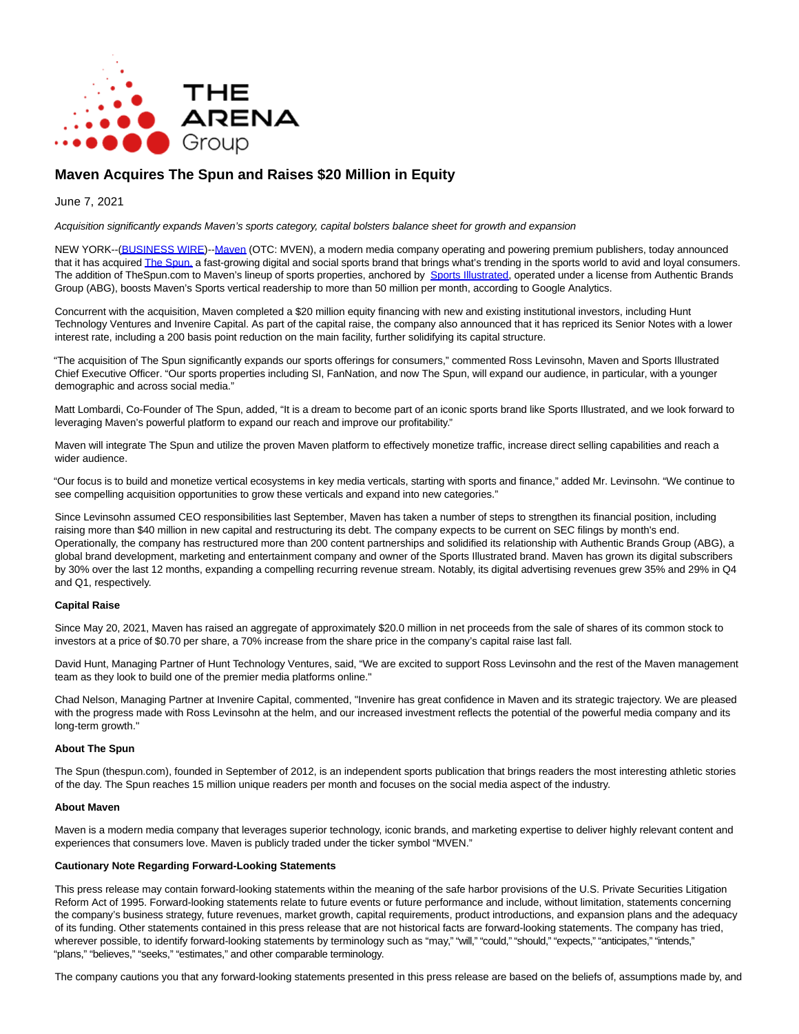# Maven Acquires The Spun and Raises $20 Million in Equity

June 7, 2021

*Acquisition significantly expands Maven's sports category, capital bolsters balance sheet for growth and expansion*

NEW YORK--(BUSINESS WIRE)--Maven (OTC: MVEN), a modern media company operating and powering premium publishers, today announced that it has acquired The Spun, a fast-growing digital and social sports brand that brings what's trending in the sports world to avid and loyal consumers. The addition of TheSpun.com to Maven's lineup of sports properties, anchored by Sports Illustrated, operated under a license from Authentic Brands Group (ABG), boosts Maven's Sports vertical readership to more than 50 million per month, according to Google Analytics.

Concurrent with the acquisition, Maven completed a $20 million equity financing with new and existing institutional investors, including Hunt Technology Ventures and Invenire Capital. As part of the capital raise, the company also announced that it has repriced its Senior Notes with a lower interest rate, including a 200 basis point reduction on the main facility, further solidifying its capital structure.

"The acquisition of The Spun significantly expands our sports offerings for consumers," commented Ross Levinsohn, Maven and Sports Illustrated Chief Executive Officer. "Our sports properties including SI, FanNation, and now The Spun, will expand our audience, in particular, with a younger demographic and across social media."

Matt Lombardi, Co-Founder of The Spun, added, "It is a dream to become part of an iconic sports brand like Sports Illustrated, and we look forward to leveraging Maven's powerful platform to expand our reach and improve our profitability."

Maven will integrate The Spun and utilize the proven Maven platform to effectively monetize traffic, increase direct selling capabilities and reach a wider audience.

"Our focus is to build and monetize vertical ecosystems in key media verticals, starting with sports and finance," added Mr. Levinsohn. "We continue to see compelling acquisition opportunities to grow these verticals and expand into new categories."

Since Levinsohn assumed CEO responsibilities last September, Maven has taken a number of steps to strengthen its financial position, including raising more than $40 million in new capital and restructuring its debt. The company expects to be current on SEC filings by month's end. Operationally, the company has restructured more than 200 content partnerships and solidified its relationship with Authentic Brands Group (ABG), a global brand development, marketing and entertainment company and owner of the Sports Illustrated brand. Maven has grown its digital subscribers by 30% over the last 12 months, expanding a compelling recurring revenue stream. Notably, its digital advertising revenues grew 35% and 29% in Q4 and Q1, respectively.

**Capital Raise**

Since May 20, 2021, Maven has raised an aggregate of approximately $20.0 million in net proceeds from the sale of shares of its common stock to investors at a price of $0.70 per share, a 70% increase from the share price in the company's capital raise last fall.

David Hunt, Managing Partner of Hunt Technology Ventures, said, "We are excited to support Ross Levinsohn and the rest of the Maven management team as they look to build one of the premier media platforms online."

Chad Nelson, Managing Partner at Invenire Capital, commented, "Invenire has great confidence in Maven and its strategic trajectory. We are pleased with the progress made with Ross Levinsohn at the helm, and our increased investment reflects the potential of the powerful media company and its long-term growth."

**About The Spun**

The Spun (thespun.com), founded in September of 2012, is an independent sports publication that brings readers the most interesting athletic stories of the day. The Spun reaches 15 million unique readers per month and focuses on the social media aspect of the industry.

**About Maven**

Maven is a modern media company that leverages superior technology, iconic brands, and marketing expertise to deliver highly relevant content and experiences that consumers love. Maven is publicly traded under the ticker symbol "MVEN."

**Cautionary Note Regarding Forward-Looking Statements**

This press release may contain forward-looking statements within the meaning of the safe harbor provisions of the U.S. Private Securities Litigation Reform Act of 1995. Forward-looking statements relate to future events or future performance and include, without limitation, statements concerning the company's business strategy, future revenues, market growth, capital requirements, product introductions, and expansion plans and the adequacy of its funding. Other statements contained in this press release that are not historical facts are forward-looking statements. The company has tried, wherever possible, to identify forward-looking statements by terminology such as "may," "will," "could," "should," "expects," "anticipates," "intends," "plans," "believes," "seeks," "estimates," and other comparable terminology.

The company cautions you that any forward-looking statements presented in this press release are based on the beliefs of, assumptions made by, and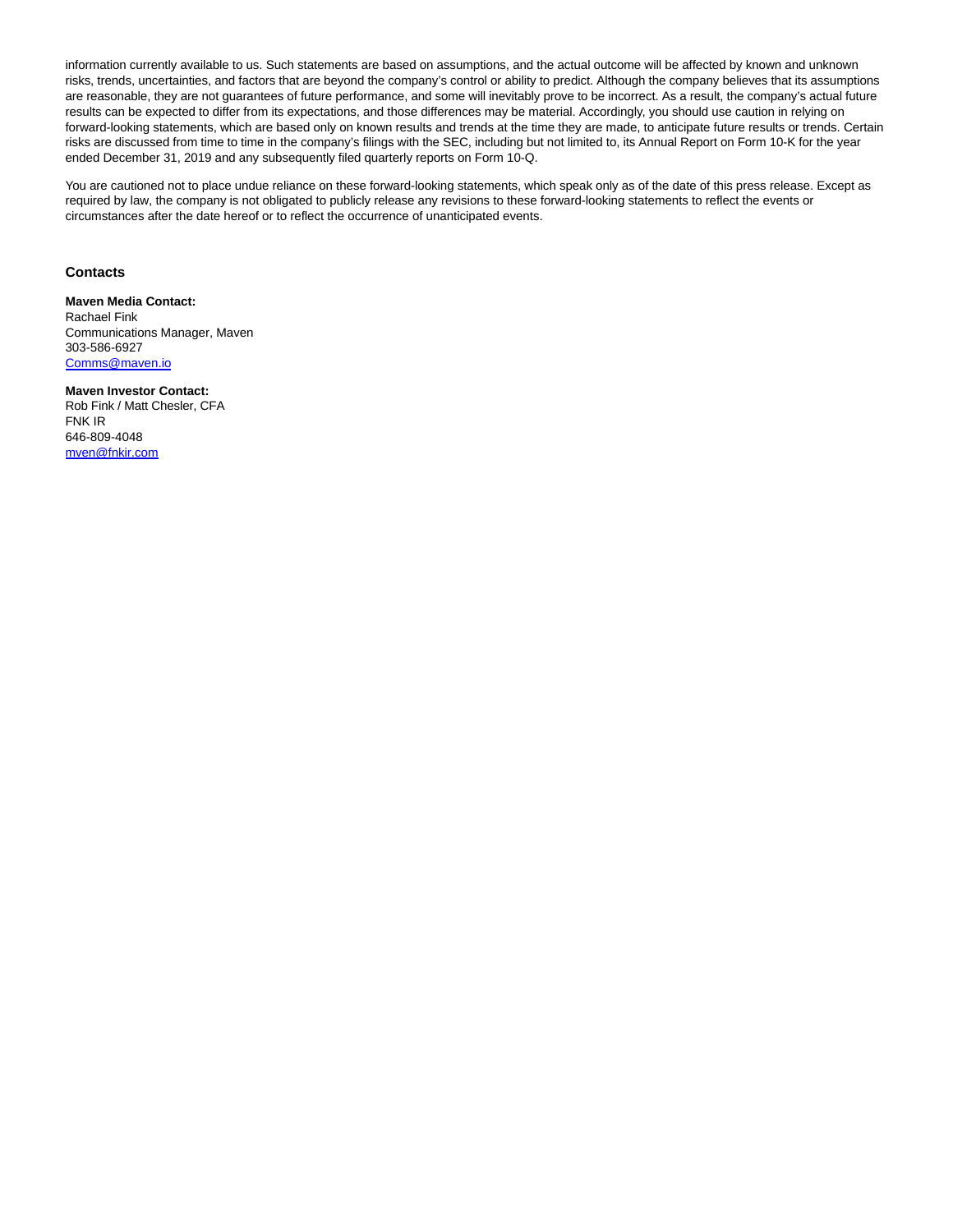information currently available to us. Such statements are based on assumptions, and the actual outcome will be affected by known and unknown risks, trends, uncertainties, and factors that are beyond the company's control or ability to predict. Although the company believes that its assumptions are reasonable, they are not guarantees of future performance, and some will inevitably prove to be incorrect. As a result, the company's actual future results can be expected to differ from its expectations, and those differences may be material. Accordingly, you should use caution in relying on forward-looking statements, which are based only on known results and trends at the time they are made, to anticipate future results or trends. Certain risks are discussed from time to time in the company's filings with the SEC, including but not limited to, its Annual Report on Form 10-K for the year ended December 31, 2019 and any subsequently filed quarterly reports on Form 10-Q.

You are cautioned not to place undue reliance on these forward-looking statements, which speak only as of the date of this press release. Except as required by law, the company is not obligated to publicly release any revisions to these forward-looking statements to reflect the events or circumstances after the date hereof or to reflect the occurrence of unanticipated events.

### Contacts

**Maven Media Contact:**
Rachael Fink
Communications Manager, Maven
303-586-6927
Comms@maven.io

**Maven Investor Contact:**
Rob Fink / Matt Chesler, CFA
FNK IR
646-809-4048
mven@fnkir.com